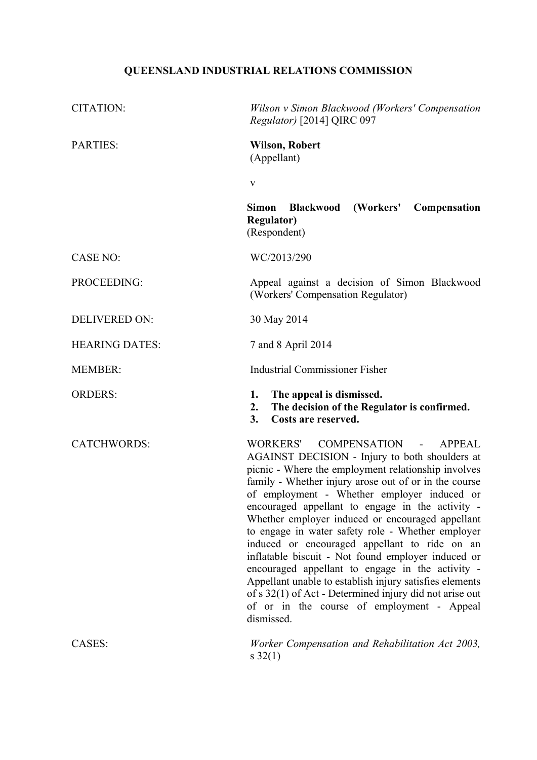**QUEENSLAND INDUSTRIAL RELATIONS COMMISSION**

| | |
|---|---|
| CITATION: | *Wilson v Simon Blackwood (Workers' Compensation Regulator)* [2014] QIRC 097 |
| PARTIES: | **Wilson, Robert**<br>(Appellant)<br><br>v<br><br>**Simon Blackwood (Workers' Compensation Regulator)**<br>(Respondent) |
| CASE NO: | WC/2013/290 |
| PROCEEDING: | Appeal against a decision of Simon Blackwood (Workers' Compensation Regulator) |
| DELIVERED ON: | 30 May 2014 |
| HEARING DATES: | 7 and 8 April 2014 |
| MEMBER: | Industrial Commissioner Fisher |
| ORDERS: | **1. The appeal is dismissed.**<br>**2. The decision of the Regulator is confirmed.**<br>**3. Costs are reserved.** |
| CATCHWORDS: | WORKERS' COMPENSATION - APPEAL AGAINST DECISION - Injury to both shoulders at picnic - Where the employment relationship involves family - Whether injury arose out of or in the course of employment - Whether employer induced or encouraged appellant to engage in the activity - Whether employer induced or encouraged appellant to engage in water safety role - Whether employer induced or encouraged appellant to ride on an inflatable biscuit - Not found employer induced or encouraged appellant to engage in the activity - Appellant unable to establish injury satisfies elements of s 32(1) of Act - Determined injury did not arise out of or in the course of employment - Appeal dismissed. |
| CASES: | *Worker Compensation and Rehabilitation Act 2003,* s 32(1) |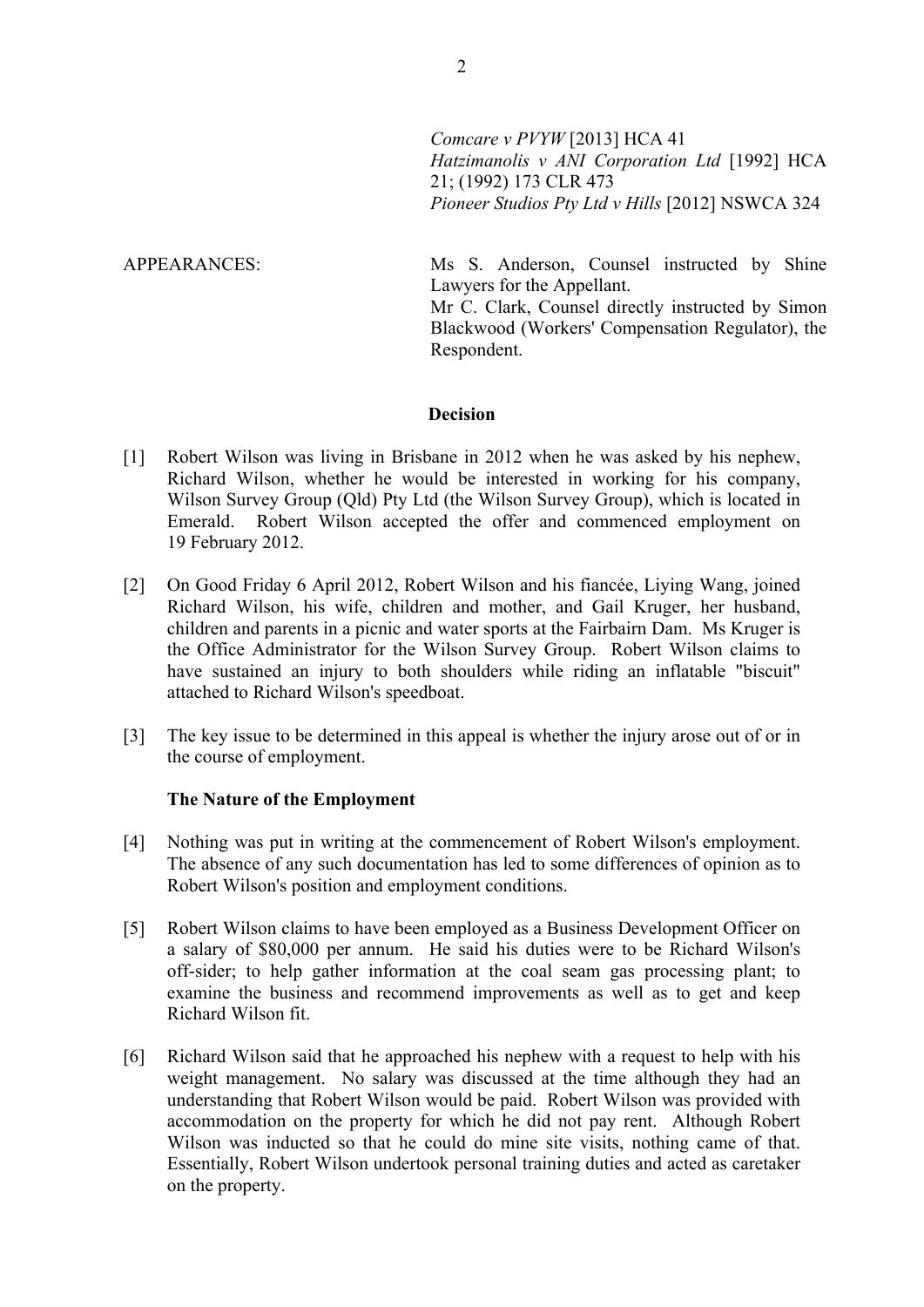*Comcare v PVYW* [2013] HCA 41
*Hatzimanolis v ANI Corporation Ltd* [1992] HCA 21; (1992) 173 CLR 473
*Pioneer Studios Pty Ltd v Hills* [2012] NSWCA 324

APPEARANCES: Ms S. Anderson, Counsel instructed by Shine Lawyers for the Appellant.
Mr C. Clark, Counsel directly instructed by Simon Blackwood (Workers' Compensation Regulator), the Respondent.

**Decision**

[1] Robert Wilson was living in Brisbane in 2012 when he was asked by his nephew, Richard Wilson, whether he would be interested in working for his company, Wilson Survey Group (Qld) Pty Ltd (the Wilson Survey Group), which is located in Emerald. Robert Wilson accepted the offer and commenced employment on 19 February 2012.

[2] On Good Friday 6 April 2012, Robert Wilson and his fiancée, Liying Wang, joined Richard Wilson, his wife, children and mother, and Gail Kruger, her husband, children and parents in a picnic and water sports at the Fairbairn Dam. Ms Kruger is the Office Administrator for the Wilson Survey Group. Robert Wilson claims to have sustained an injury to both shoulders while riding an inflatable "biscuit" attached to Richard Wilson's speedboat.

[3] The key issue to be determined in this appeal is whether the injury arose out of or in the course of employment.

**The Nature of the Employment**

[4] Nothing was put in writing at the commencement of Robert Wilson's employment. The absence of any such documentation has led to some differences of opinion as to Robert Wilson's position and employment conditions.

[5] Robert Wilson claims to have been employed as a Business Development Officer on a salary of $80,000 per annum. He said his duties were to be Richard Wilson's off-sider; to help gather information at the coal seam gas processing plant; to examine the business and recommend improvements as well as to get and keep Richard Wilson fit.

[6] Richard Wilson said that he approached his nephew with a request to help with his weight management. No salary was discussed at the time although they had an understanding that Robert Wilson would be paid. Robert Wilson was provided with accommodation on the property for which he did not pay rent. Although Robert Wilson was inducted so that he could do mine site visits, nothing came of that. Essentially, Robert Wilson undertook personal training duties and acted as caretaker on the property.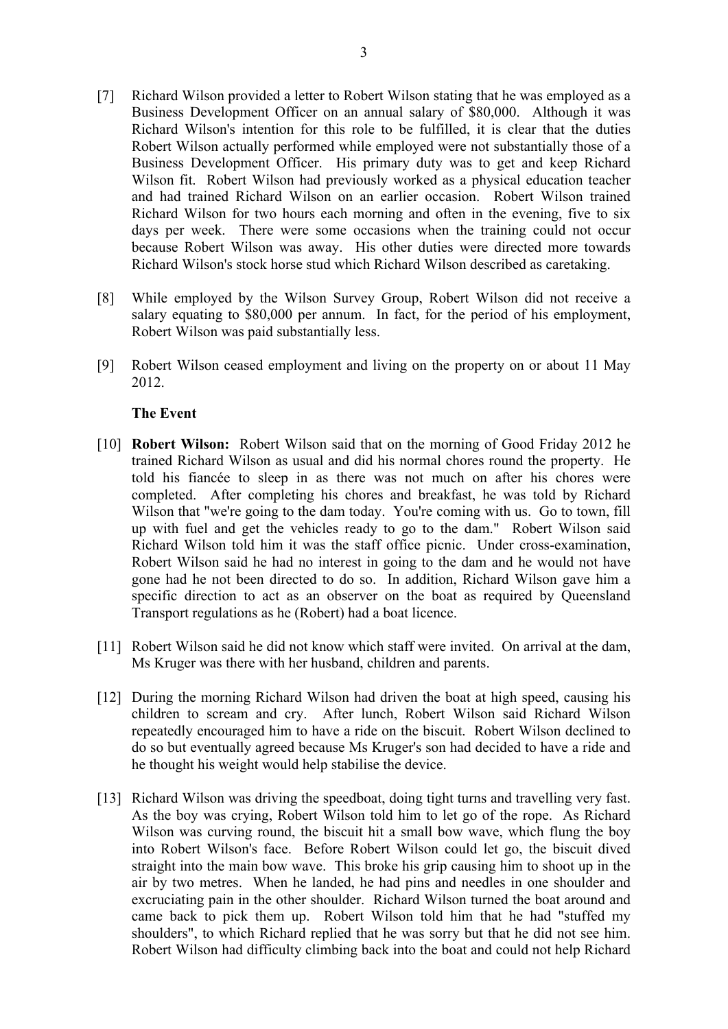[7] Richard Wilson provided a letter to Robert Wilson stating that he was employed as a Business Development Officer on an annual salary of $80,000. Although it was Richard Wilson's intention for this role to be fulfilled, it is clear that the duties Robert Wilson actually performed while employed were not substantially those of a Business Development Officer. His primary duty was to get and keep Richard Wilson fit. Robert Wilson had previously worked as a physical education teacher and had trained Richard Wilson on an earlier occasion. Robert Wilson trained Richard Wilson for two hours each morning and often in the evening, five to six days per week. There were some occasions when the training could not occur because Robert Wilson was away. His other duties were directed more towards Richard Wilson's stock horse stud which Richard Wilson described as caretaking.

[8] While employed by the Wilson Survey Group, Robert Wilson did not receive a salary equating to $80,000 per annum. In fact, for the period of his employment, Robert Wilson was paid substantially less.

[9] Robert Wilson ceased employment and living on the property on or about 11 May 2012.

**The Event**

[10] **Robert Wilson:** Robert Wilson said that on the morning of Good Friday 2012 he trained Richard Wilson as usual and did his normal chores round the property. He told his fiancée to sleep in as there was not much on after his chores were completed. After completing his chores and breakfast, he was told by Richard Wilson that "we're going to the dam today. You're coming with us. Go to town, fill up with fuel and get the vehicles ready to go to the dam." Robert Wilson said Richard Wilson told him it was the staff office picnic. Under cross-examination, Robert Wilson said he had no interest in going to the dam and he would not have gone had he not been directed to do so. In addition, Richard Wilson gave him a specific direction to act as an observer on the boat as required by Queensland Transport regulations as he (Robert) had a boat licence.

[11] Robert Wilson said he did not know which staff were invited. On arrival at the dam, Ms Kruger was there with her husband, children and parents.

[12] During the morning Richard Wilson had driven the boat at high speed, causing his children to scream and cry. After lunch, Robert Wilson said Richard Wilson repeatedly encouraged him to have a ride on the biscuit. Robert Wilson declined to do so but eventually agreed because Ms Kruger's son had decided to have a ride and he thought his weight would help stabilise the device.

[13] Richard Wilson was driving the speedboat, doing tight turns and travelling very fast. As the boy was crying, Robert Wilson told him to let go of the rope. As Richard Wilson was curving round, the biscuit hit a small bow wave, which flung the boy into Robert Wilson's face. Before Robert Wilson could let go, the biscuit dived straight into the main bow wave. This broke his grip causing him to shoot up in the air by two metres. When he landed, he had pins and needles in one shoulder and excruciating pain in the other shoulder. Richard Wilson turned the boat around and came back to pick them up. Robert Wilson told him that he had "stuffed my shoulders", to which Richard replied that he was sorry but that he did not see him. Robert Wilson had difficulty climbing back into the boat and could not help Richard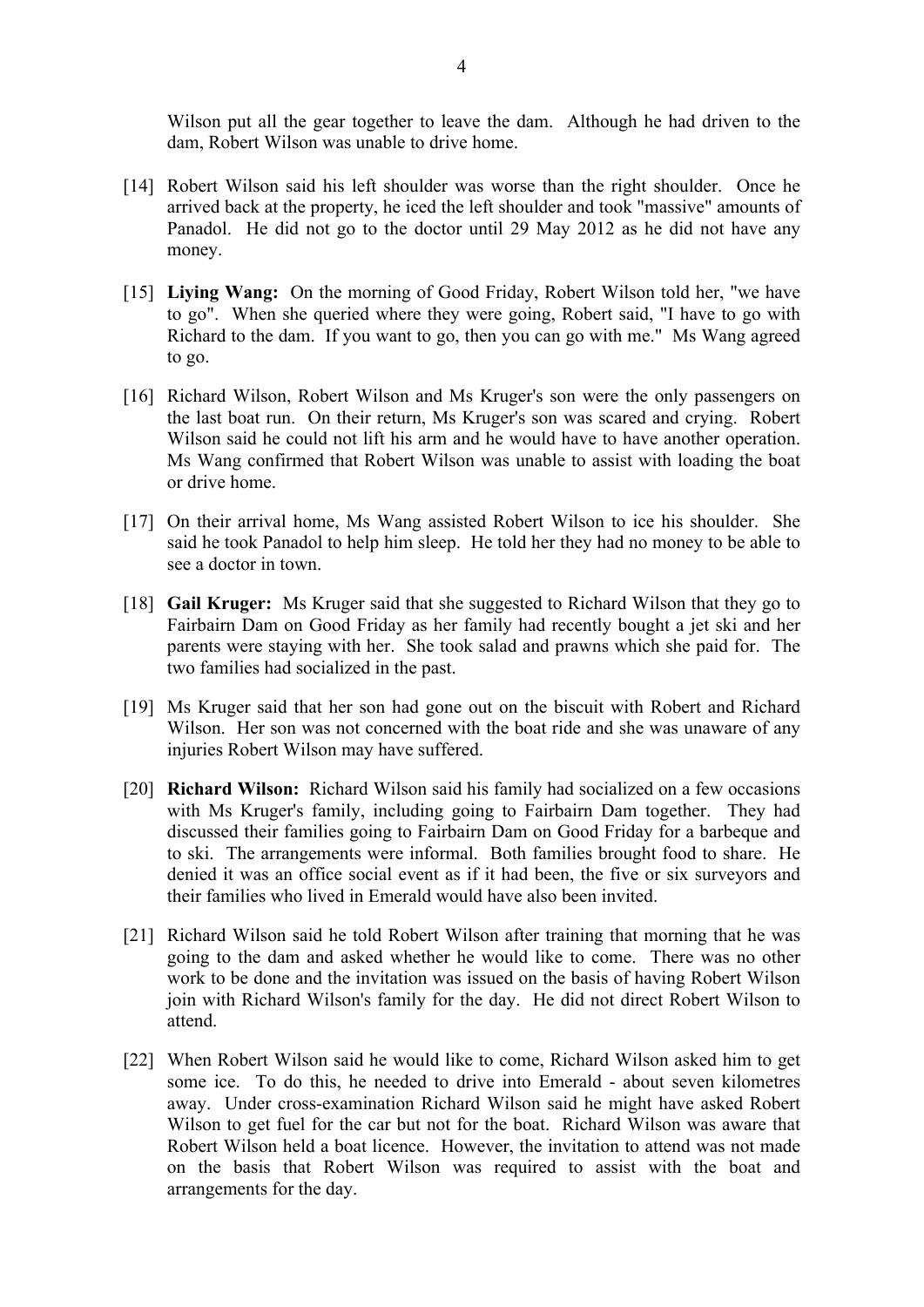Wilson put all the gear together to leave the dam. Although he had driven to the dam, Robert Wilson was unable to drive home.

[14] Robert Wilson said his left shoulder was worse than the right shoulder. Once he arrived back at the property, he iced the left shoulder and took "massive" amounts of Panadol. He did not go to the doctor until 29 May 2012 as he did not have any money.

[15] **Liying Wang:** On the morning of Good Friday, Robert Wilson told her, "we have to go". When she queried where they were going, Robert said, "I have to go with Richard to the dam. If you want to go, then you can go with me." Ms Wang agreed to go.

[16] Richard Wilson, Robert Wilson and Ms Kruger's son were the only passengers on the last boat run. On their return, Ms Kruger's son was scared and crying. Robert Wilson said he could not lift his arm and he would have to have another operation. Ms Wang confirmed that Robert Wilson was unable to assist with loading the boat or drive home.

[17] On their arrival home, Ms Wang assisted Robert Wilson to ice his shoulder. She said he took Panadol to help him sleep. He told her they had no money to be able to see a doctor in town.

[18] **Gail Kruger:** Ms Kruger said that she suggested to Richard Wilson that they go to Fairbairn Dam on Good Friday as her family had recently bought a jet ski and her parents were staying with her. She took salad and prawns which she paid for. The two families had socialized in the past.

[19] Ms Kruger said that her son had gone out on the biscuit with Robert and Richard Wilson. Her son was not concerned with the boat ride and she was unaware of any injuries Robert Wilson may have suffered.

[20] **Richard Wilson:** Richard Wilson said his family had socialized on a few occasions with Ms Kruger's family, including going to Fairbairn Dam together. They had discussed their families going to Fairbairn Dam on Good Friday for a barbeque and to ski. The arrangements were informal. Both families brought food to share. He denied it was an office social event as if it had been, the five or six surveyors and their families who lived in Emerald would have also been invited.

[21] Richard Wilson said he told Robert Wilson after training that morning that he was going to the dam and asked whether he would like to come. There was no other work to be done and the invitation was issued on the basis of having Robert Wilson join with Richard Wilson's family for the day. He did not direct Robert Wilson to attend.

[22] When Robert Wilson said he would like to come, Richard Wilson asked him to get some ice. To do this, he needed to drive into Emerald - about seven kilometres away. Under cross-examination Richard Wilson said he might have asked Robert Wilson to get fuel for the car but not for the boat. Richard Wilson was aware that Robert Wilson held a boat licence. However, the invitation to attend was not made on the basis that Robert Wilson was required to assist with the boat and arrangements for the day.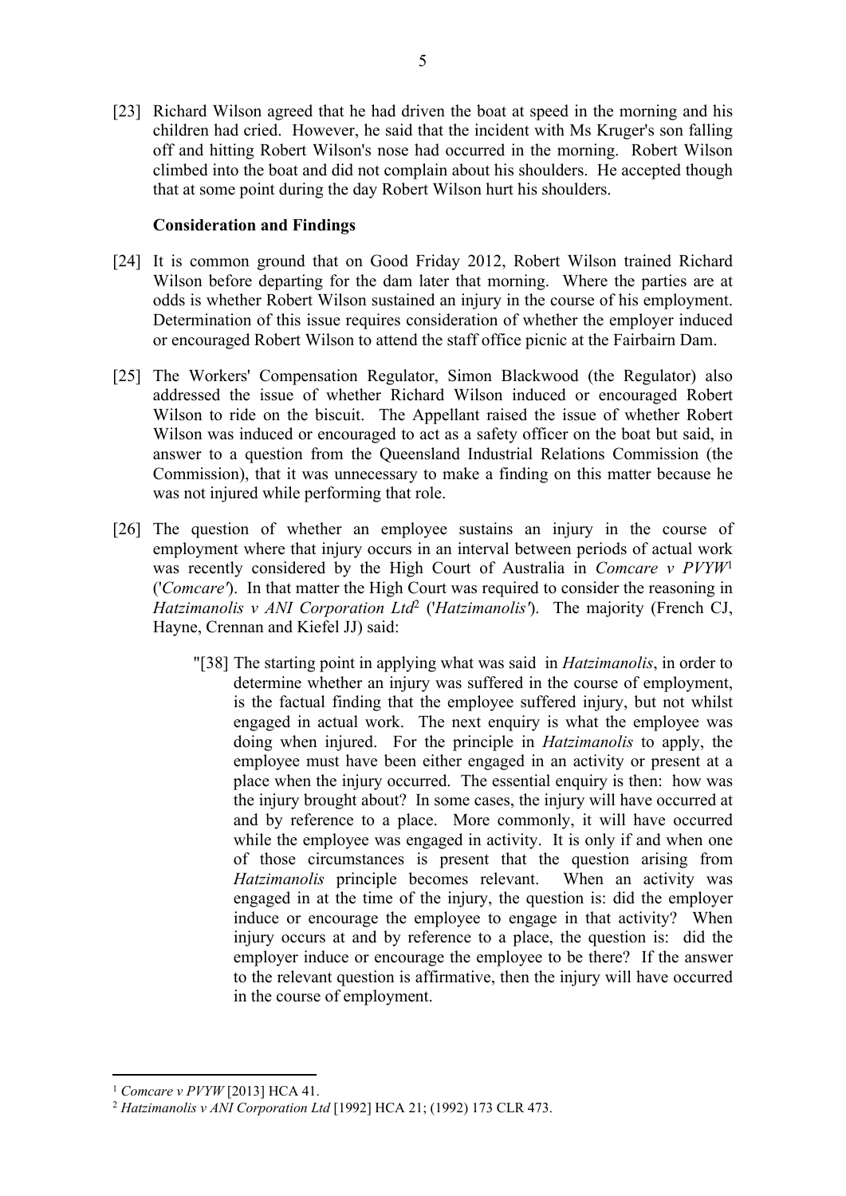[23] Richard Wilson agreed that he had driven the boat at speed in the morning and his children had cried. However, he said that the incident with Ms Kruger's son falling off and hitting Robert Wilson's nose had occurred in the morning. Robert Wilson climbed into the boat and did not complain about his shoulders. He accepted though that at some point during the day Robert Wilson hurt his shoulders.

**Consideration and Findings**

[24] It is common ground that on Good Friday 2012, Robert Wilson trained Richard Wilson before departing for the dam later that morning. Where the parties are at odds is whether Robert Wilson sustained an injury in the course of his employment. Determination of this issue requires consideration of whether the employer induced or encouraged Robert Wilson to attend the staff office picnic at the Fairbairn Dam.

[25] The Workers' Compensation Regulator, Simon Blackwood (the Regulator) also addressed the issue of whether Richard Wilson induced or encouraged Robert Wilson to ride on the biscuit. The Appellant raised the issue of whether Robert Wilson was induced or encouraged to act as a safety officer on the boat but said, in answer to a question from the Queensland Industrial Relations Commission (the Commission), that it was unnecessary to make a finding on this matter because he was not injured while performing that role.

[26] The question of whether an employee sustains an injury in the course of employment where that injury occurs in an interval between periods of actual work was recently considered by the High Court of Australia in *Comcare v PVYW*[1] ('*Comcare'*). In that matter the High Court was required to consider the reasoning in *Hatzimanolis v ANI Corporation Ltd*[2] ('*Hatzimanolis'*). The majority (French CJ, Hayne, Crennan and Kiefel JJ) said:

> "[38] The starting point in applying what was said in *Hatzimanolis*, in order to determine whether an injury was suffered in the course of employment, is the factual finding that the employee suffered injury, but not whilst engaged in actual work. The next enquiry is what the employee was doing when injured. For the principle in *Hatzimanolis* to apply, the employee must have been either engaged in an activity or present at a place when the injury occurred. The essential enquiry is then: how was the injury brought about? In some cases, the injury will have occurred at and by reference to a place. More commonly, it will have occurred while the employee was engaged in activity. It is only if and when one of those circumstances is present that the question arising from *Hatzimanolis* principle becomes relevant. When an activity was engaged in at the time of the injury, the question is: did the employer induce or encourage the employee to engage in that activity? When injury occurs at and by reference to a place, the question is: did the employer induce or encourage the employee to be there? If the answer to the relevant question is affirmative, then the injury will have occurred in the course of employment.

---

[1] *Comcare v PVYW* [2013] HCA 41.

[2] *Hatzimanolis v ANI Corporation Ltd* [1992] HCA 21; (1992) 173 CLR 473.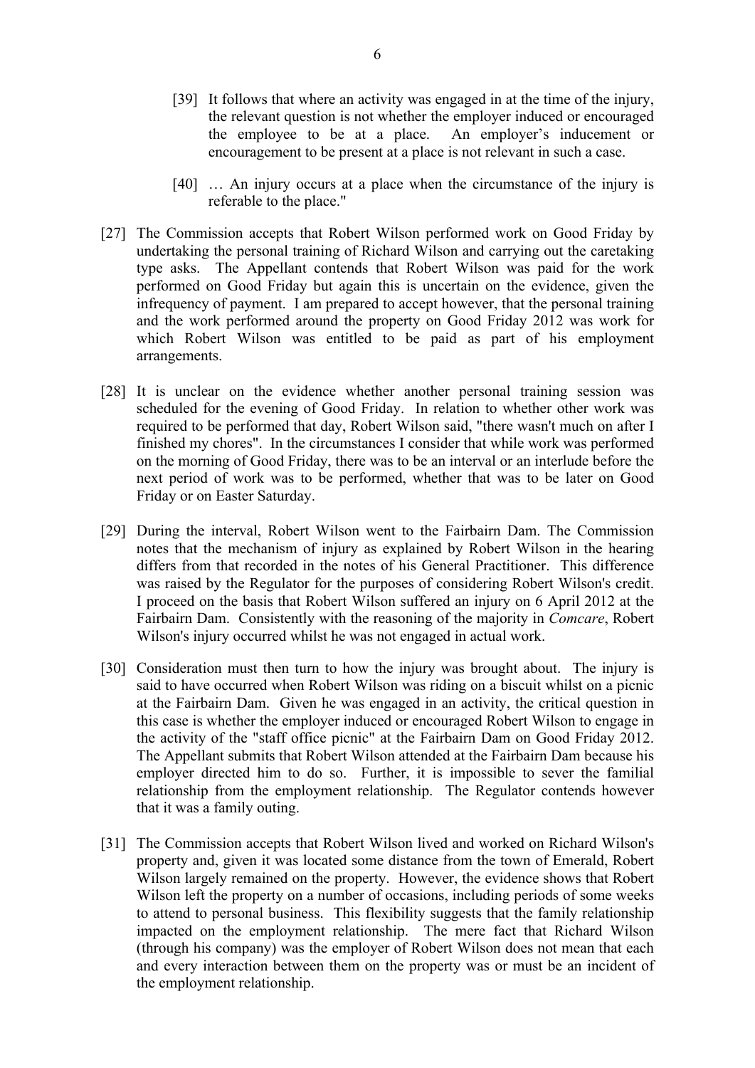> [39] It follows that where an activity was engaged in at the time of the injury, the relevant question is not whether the employer induced or encouraged the employee to be at a place. An employer's inducement or encouragement to be present at a place is not relevant in such a case.
>
> [40] … An injury occurs at a place when the circumstance of the injury is referable to the place."

[27] The Commission accepts that Robert Wilson performed work on Good Friday by undertaking the personal training of Richard Wilson and carrying out the caretaking type asks. The Appellant contends that Robert Wilson was paid for the work performed on Good Friday but again this is uncertain on the evidence, given the infrequency of payment. I am prepared to accept however, that the personal training and the work performed around the property on Good Friday 2012 was work for which Robert Wilson was entitled to be paid as part of his employment arrangements.

[28] It is unclear on the evidence whether another personal training session was scheduled for the evening of Good Friday. In relation to whether other work was required to be performed that day, Robert Wilson said, "there wasn't much on after I finished my chores". In the circumstances I consider that while work was performed on the morning of Good Friday, there was to be an interval or an interlude before the next period of work was to be performed, whether that was to be later on Good Friday or on Easter Saturday.

[29] During the interval, Robert Wilson went to the Fairbairn Dam. The Commission notes that the mechanism of injury as explained by Robert Wilson in the hearing differs from that recorded in the notes of his General Practitioner. This difference was raised by the Regulator for the purposes of considering Robert Wilson's credit. I proceed on the basis that Robert Wilson suffered an injury on 6 April 2012 at the Fairbairn Dam. Consistently with the reasoning of the majority in *Comcare*, Robert Wilson's injury occurred whilst he was not engaged in actual work.

[30] Consideration must then turn to how the injury was brought about. The injury is said to have occurred when Robert Wilson was riding on a biscuit whilst on a picnic at the Fairbairn Dam. Given he was engaged in an activity, the critical question in this case is whether the employer induced or encouraged Robert Wilson to engage in the activity of the "staff office picnic" at the Fairbairn Dam on Good Friday 2012. The Appellant submits that Robert Wilson attended at the Fairbairn Dam because his employer directed him to do so. Further, it is impossible to sever the familial relationship from the employment relationship. The Regulator contends however that it was a family outing.

[31] The Commission accepts that Robert Wilson lived and worked on Richard Wilson's property and, given it was located some distance from the town of Emerald, Robert Wilson largely remained on the property. However, the evidence shows that Robert Wilson left the property on a number of occasions, including periods of some weeks to attend to personal business. This flexibility suggests that the family relationship impacted on the employment relationship. The mere fact that Richard Wilson (through his company) was the employer of Robert Wilson does not mean that each and every interaction between them on the property was or must be an incident of the employment relationship.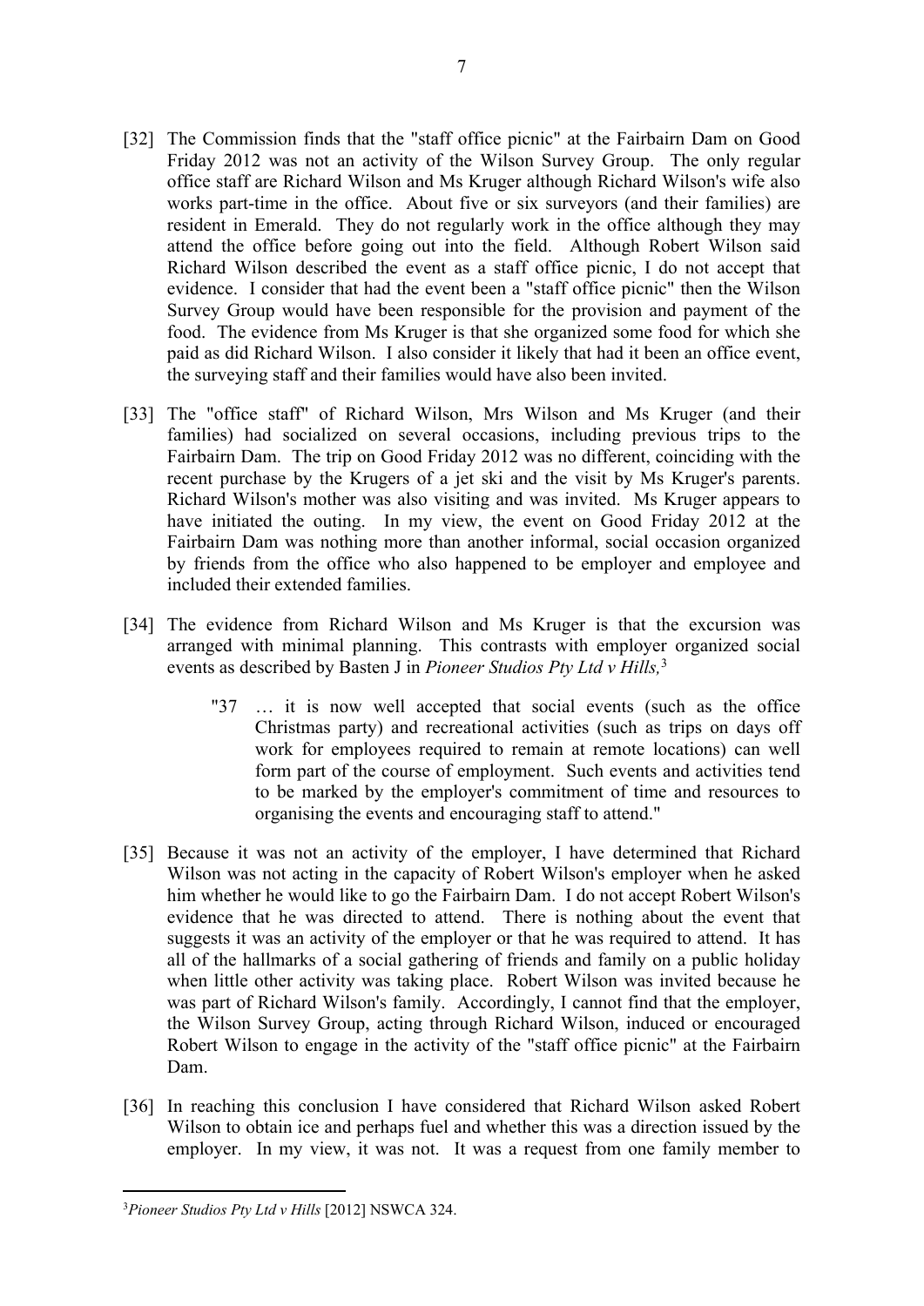[32] The Commission finds that the "staff office picnic" at the Fairbairn Dam on Good Friday 2012 was not an activity of the Wilson Survey Group. The only regular office staff are Richard Wilson and Ms Kruger although Richard Wilson's wife also works part-time in the office. About five or six surveyors (and their families) are resident in Emerald. They do not regularly work in the office although they may attend the office before going out into the field. Although Robert Wilson said Richard Wilson described the event as a staff office picnic, I do not accept that evidence. I consider that had the event been a "staff office picnic" then the Wilson Survey Group would have been responsible for the provision and payment of the food. The evidence from Ms Kruger is that she organized some food for which she paid as did Richard Wilson. I also consider it likely that had it been an office event, the surveying staff and their families would have also been invited.

[33] The "office staff" of Richard Wilson, Mrs Wilson and Ms Kruger (and their families) had socialized on several occasions, including previous trips to the Fairbairn Dam. The trip on Good Friday 2012 was no different, coinciding with the recent purchase by the Krugers of a jet ski and the visit by Ms Kruger's parents. Richard Wilson's mother was also visiting and was invited. Ms Kruger appears to have initiated the outing. In my view, the event on Good Friday 2012 at the Fairbairn Dam was nothing more than another informal, social occasion organized by friends from the office who also happened to be employer and employee and included their extended families.

[34] The evidence from Richard Wilson and Ms Kruger is that the excursion was arranged with minimal planning. This contrasts with employer organized social events as described by Basten J in *Pioneer Studios Pty Ltd v Hills,*[3]

> "37 … it is now well accepted that social events (such as the office Christmas party) and recreational activities (such as trips on days off work for employees required to remain at remote locations) can well form part of the course of employment. Such events and activities tend to be marked by the employer's commitment of time and resources to organising the events and encouraging staff to attend."

[35] Because it was not an activity of the employer, I have determined that Richard Wilson was not acting in the capacity of Robert Wilson's employer when he asked him whether he would like to go the Fairbairn Dam. I do not accept Robert Wilson's evidence that he was directed to attend. There is nothing about the event that suggests it was an activity of the employer or that he was required to attend. It has all of the hallmarks of a social gathering of friends and family on a public holiday when little other activity was taking place. Robert Wilson was invited because he was part of Richard Wilson's family. Accordingly, I cannot find that the employer, the Wilson Survey Group, acting through Richard Wilson, induced or encouraged Robert Wilson to engage in the activity of the "staff office picnic" at the Fairbairn Dam.

[36] In reaching this conclusion I have considered that Richard Wilson asked Robert Wilson to obtain ice and perhaps fuel and whether this was a direction issued by the employer. In my view, it was not. It was a request from one family member to

---

[3] *Pioneer Studios Pty Ltd v Hills* [2012] NSWCA 324.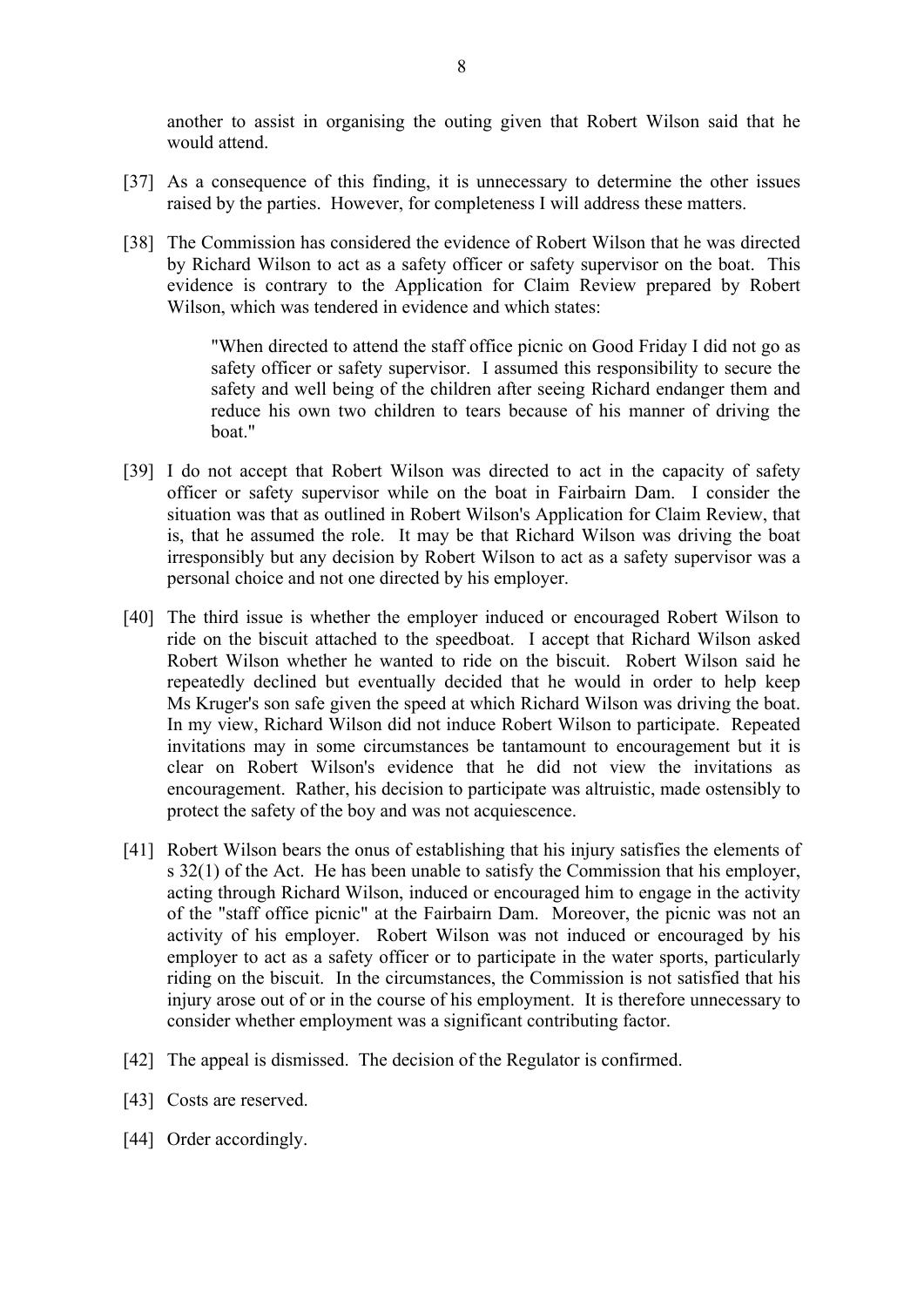another to assist in organising the outing given that Robert Wilson said that he would attend.

[37] As a consequence of this finding, it is unnecessary to determine the other issues raised by the parties. However, for completeness I will address these matters.

[38] The Commission has considered the evidence of Robert Wilson that he was directed by Richard Wilson to act as a safety officer or safety supervisor on the boat. This evidence is contrary to the Application for Claim Review prepared by Robert Wilson, which was tendered in evidence and which states:

> "When directed to attend the staff office picnic on Good Friday I did not go as safety officer or safety supervisor. I assumed this responsibility to secure the safety and well being of the children after seeing Richard endanger them and reduce his own two children to tears because of his manner of driving the boat."

[39] I do not accept that Robert Wilson was directed to act in the capacity of safety officer or safety supervisor while on the boat in Fairbairn Dam. I consider the situation was that as outlined in Robert Wilson's Application for Claim Review, that is, that he assumed the role. It may be that Richard Wilson was driving the boat irresponsibly but any decision by Robert Wilson to act as a safety supervisor was a personal choice and not one directed by his employer.

[40] The third issue is whether the employer induced or encouraged Robert Wilson to ride on the biscuit attached to the speedboat. I accept that Richard Wilson asked Robert Wilson whether he wanted to ride on the biscuit. Robert Wilson said he repeatedly declined but eventually decided that he would in order to help keep Ms Kruger's son safe given the speed at which Richard Wilson was driving the boat. In my view, Richard Wilson did not induce Robert Wilson to participate. Repeated invitations may in some circumstances be tantamount to encouragement but it is clear on Robert Wilson's evidence that he did not view the invitations as encouragement. Rather, his decision to participate was altruistic, made ostensibly to protect the safety of the boy and was not acquiescence.

[41] Robert Wilson bears the onus of establishing that his injury satisfies the elements of s 32(1) of the Act. He has been unable to satisfy the Commission that his employer, acting through Richard Wilson, induced or encouraged him to engage in the activity of the "staff office picnic" at the Fairbairn Dam. Moreover, the picnic was not an activity of his employer. Robert Wilson was not induced or encouraged by his employer to act as a safety officer or to participate in the water sports, particularly riding on the biscuit. In the circumstances, the Commission is not satisfied that his injury arose out of or in the course of his employment. It is therefore unnecessary to consider whether employment was a significant contributing factor.

[42] The appeal is dismissed. The decision of the Regulator is confirmed.

[43] Costs are reserved.

[44] Order accordingly.